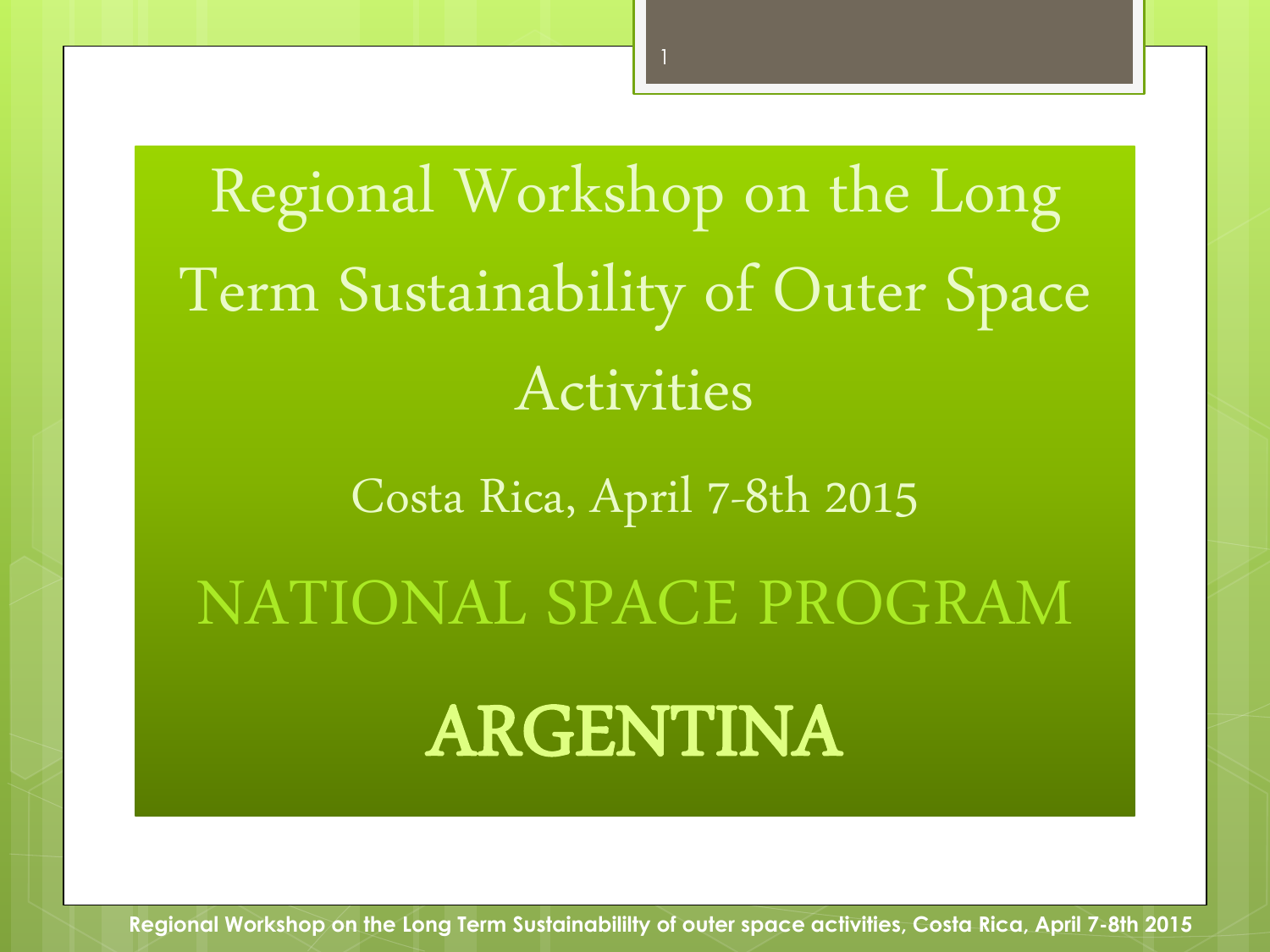# Regional Workshop on the Long Term Sustainability of Outer Space Activities

Costa Rica, April 7-8th 2015

## NATIONAL SPACE PROGRAM

## ARGENTINA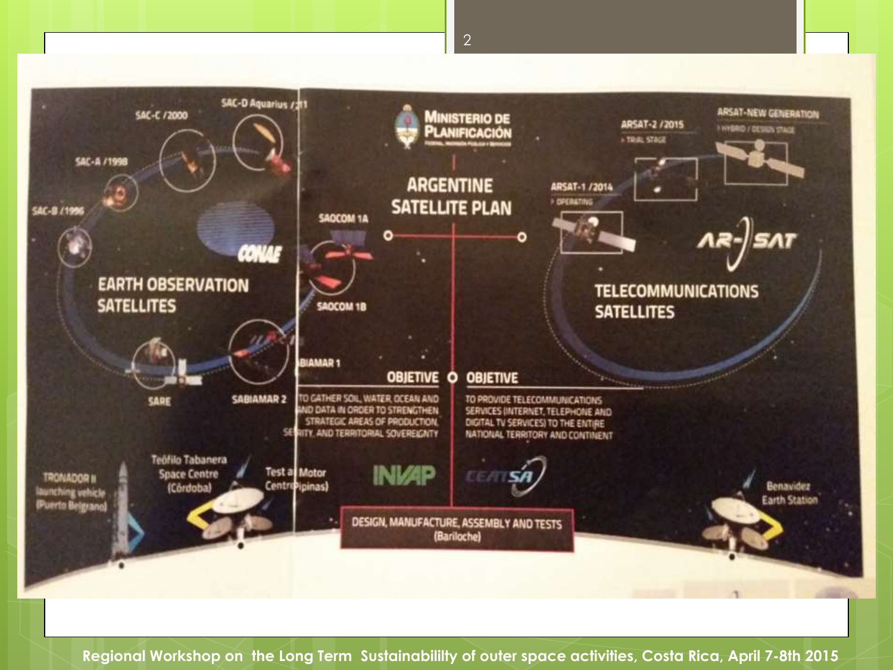# ARGENTINE SATELLITE PLAN

**MINISTERIO DE PLANIFICACIÓN**

## EARTH OBSERVATION SATELLITES

CONAE

- SAC-B /1996
- SAC-A /1998
- SAC-C /2000
- SAC-D Aquarius /2011
- SAOCOM 1A
- SAOCOM 1B
- SABIAMAR 1
- SABIAMAR 2
- SARE

**OBJETIVE**

TO GATHER SOIL, WATER, OCEAN AND LAND DATA IN ORDER TO STRENGTHEN STRATEGIC AREAS OF PRODUCTION, SECURITY, AND TERRITORIAL SOVEREIGNTY

## TELECOMMUNICATIONS SATELLITES

AR-SAT

- ARSAT-1 /2014 > OPERATING
- ARSAT-2 /2015 > TRIAL STAGE
- ARSAT-NEW GENERATION > HYBRID / DESIGN STAGE

**OBJETIVE**

TO PROVIDE TELECOMMUNICATIONS SERVICES (INTERNET, TELEPHONE AND DIGITAL TV SERVICES) TO THE ENTIRE NATIONAL TERRITORY AND CONTINENT

- TRONADOR II launching vehicle (Puerto Belgrano)
- Teófilo Tabanera Space Centre (Córdoba)
- Test and Motor Centre (Pipinas)
- INVAP
- CEATSA
- DESIGN, MANUFACTURE, ASSEMBLY AND TESTS (Bariloche)
- Benavidez Earth Station

Regional Workshop on the Long Term Sustainabililty of outer space activities, Costa Rica, April 7-8th 2015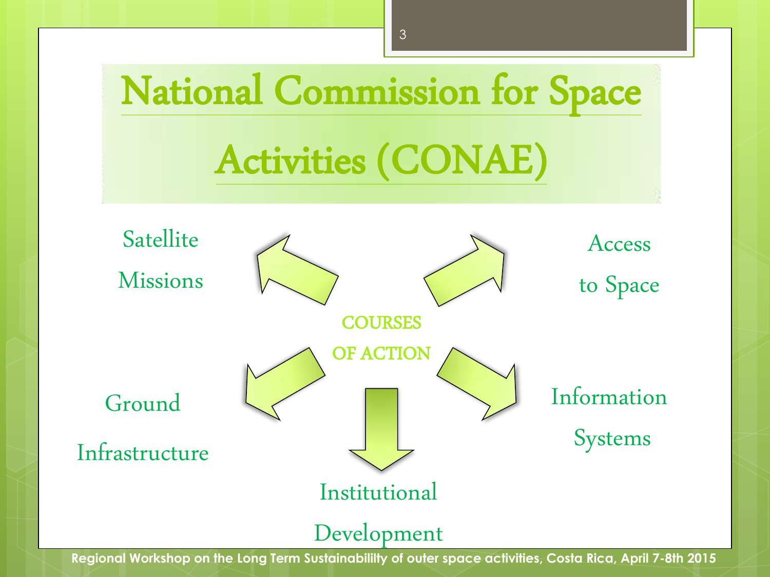# National Commission for Space Activities (CONAE)

**COURSES OF ACTION**

- Satellite Missions
- Access to Space
- Ground Infrastructure
- Information Systems
- Institutional Development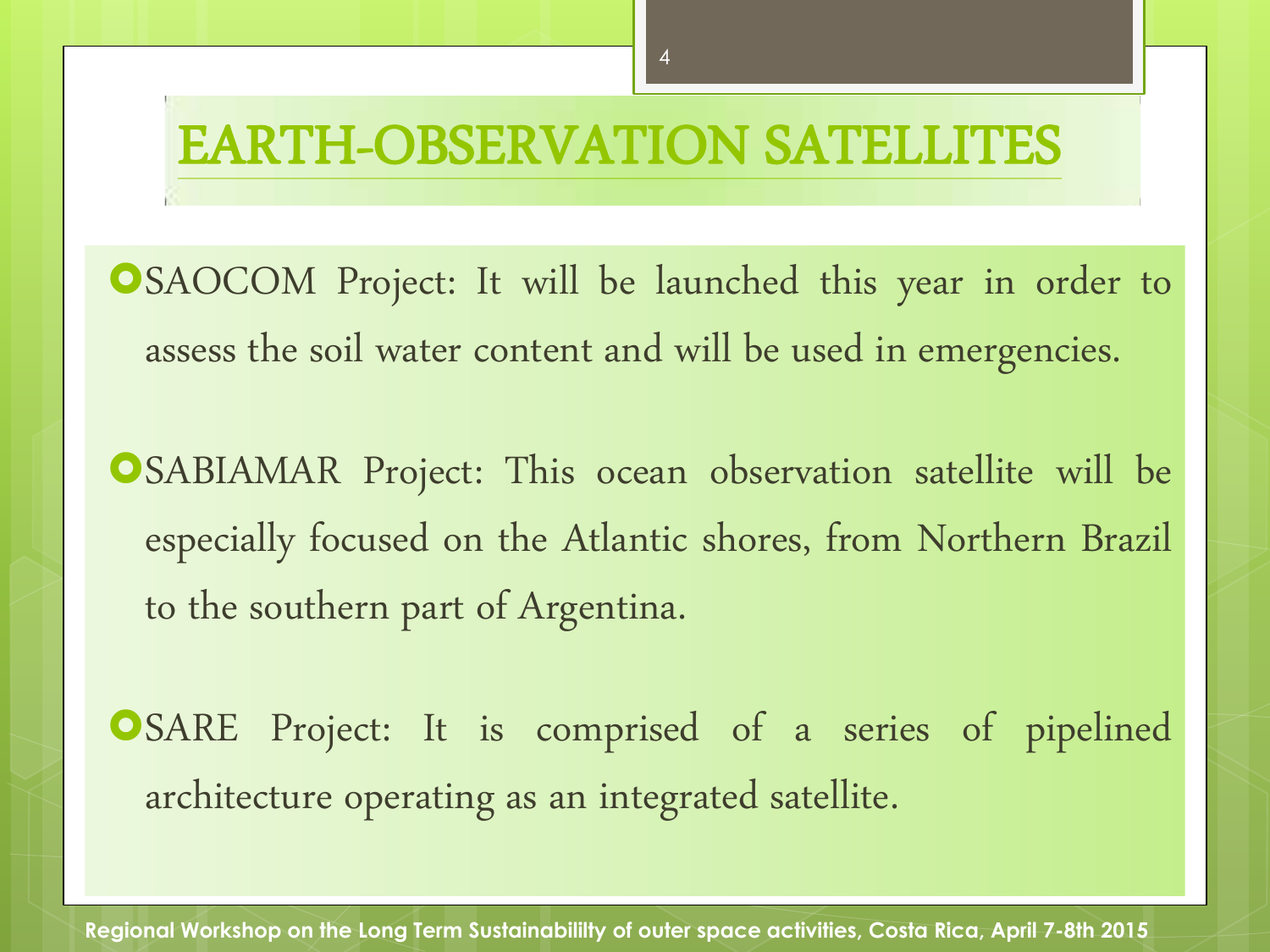# EARTH-OBSERVATION SATELLITES

- SAOCOM Project: It will be launched this year in order to assess the soil water content and will be used in emergencies.
- SABIAMAR Project: This ocean observation satellite will be especially focused on the Atlantic shores, from Northern Brazil to the southern part of Argentina.
- SARE Project: It is comprised of a series of pipelined architecture operating as an integrated satellite.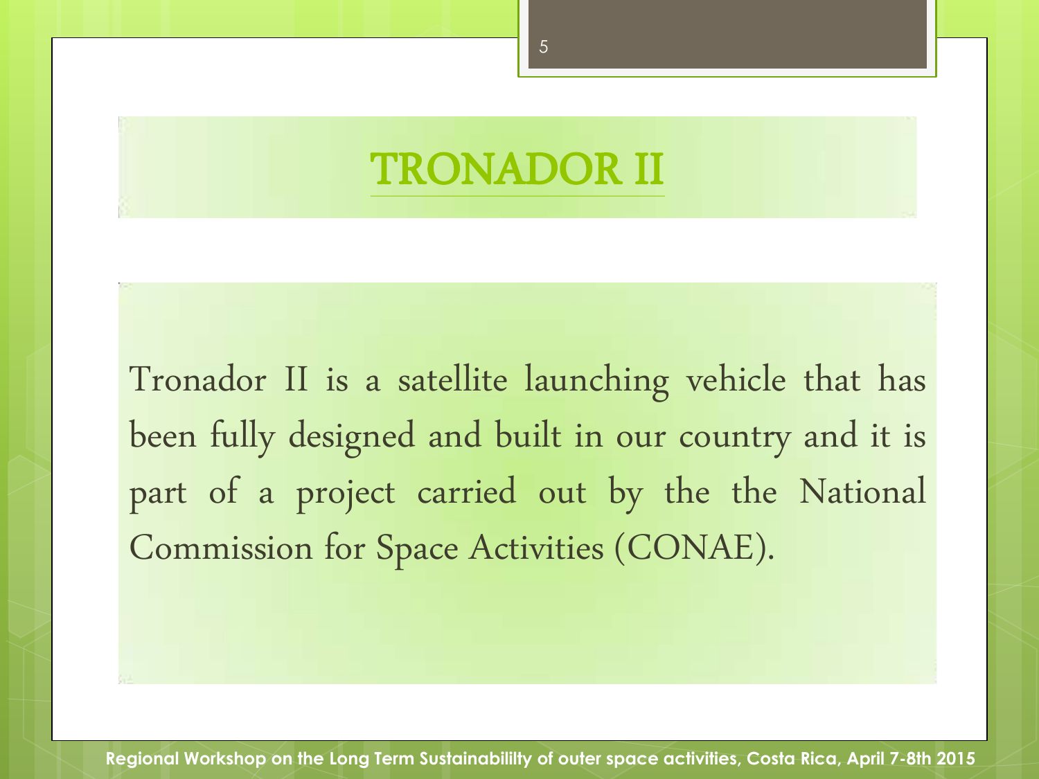# TRONADOR II

Tronador II is a satellite launching vehicle that has been fully designed and built in our country and it is part of a project carried out by the the National Commission for Space Activities (CONAE).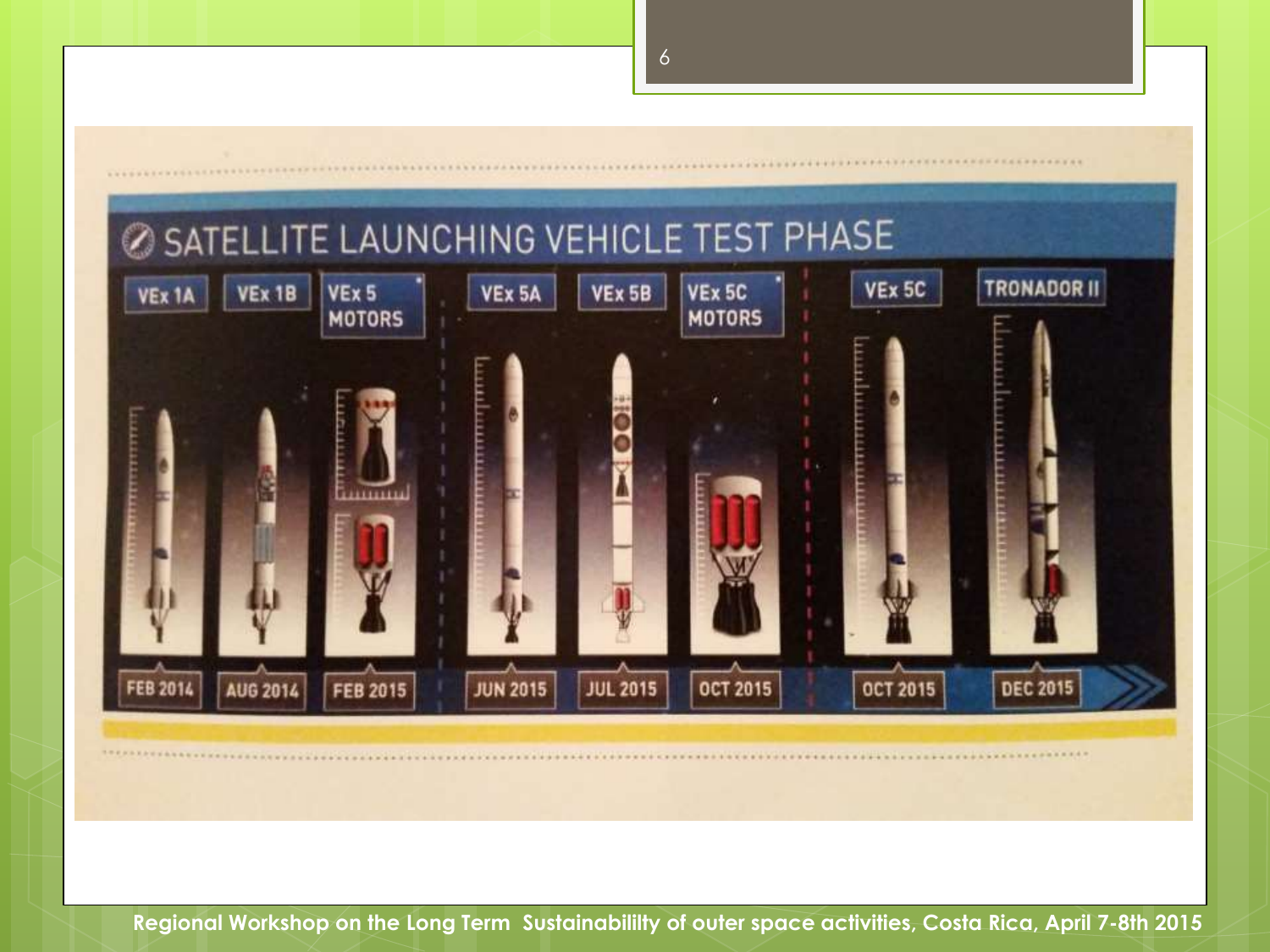# SATELLITE LAUNCHING VEHICLE TEST PHASE

| VEx 1A | VEx 1B | VEx 5 MOTORS | VEx 5A | VEx 5B | VEx 5C MOTORS | VEx 5C | TRONADOR II |
|---|---|---|---|---|---|---|---|
| FEB 2014 | AUG 2014 | FEB 2015 | JUN 2015 | JUL 2015 | OCT 2015 | OCT 2015 | DEC 2015 |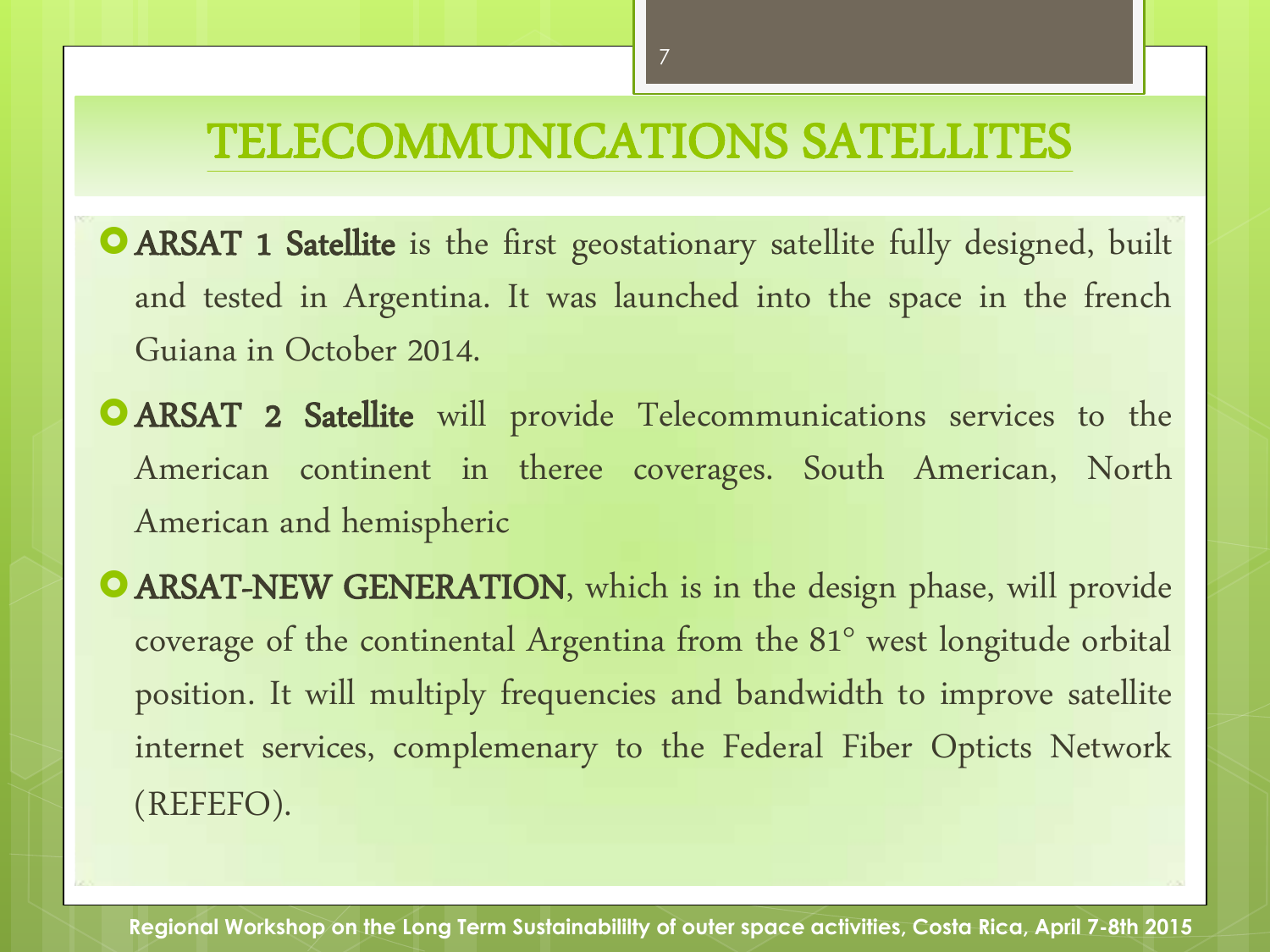# TELECOMMUNICATIONS SATELLITES

- **ARSAT 1 Satellite** is the first geostationary satellite fully designed, built and tested in Argentina. It was launched into the space in the french Guiana in October 2014.
- **ARSAT 2 Satellite** will provide Telecommunications services to the American continent in theree coverages. South American, North American and hemispheric
- **ARSAT-NEW GENERATION**, which is in the design phase, will provide coverage of the continental Argentina from the 81° west longitude orbital position. It will multiply frequencies and bandwidth to improve satellite internet services, complemenary to the Federal Fiber Optics Network (REFEFO).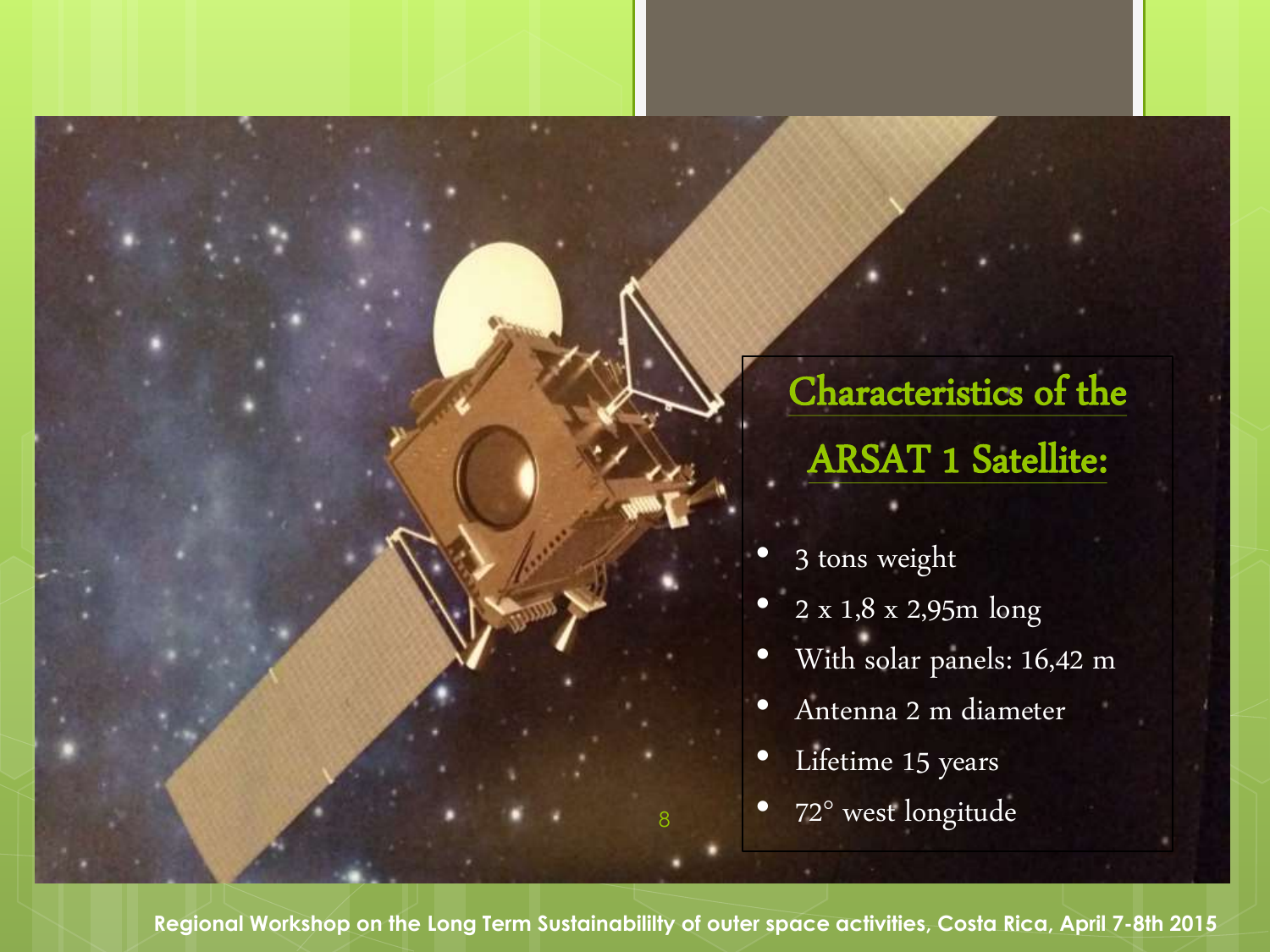## Characteristics of the ARSAT 1 Satellite:

- 3 tons weight
- 2 x 1,8 x 2,95m long
- With solar panels: 16,42 m
- Antenna 2 m diameter
- Lifetime 15 years
- 72° west longitude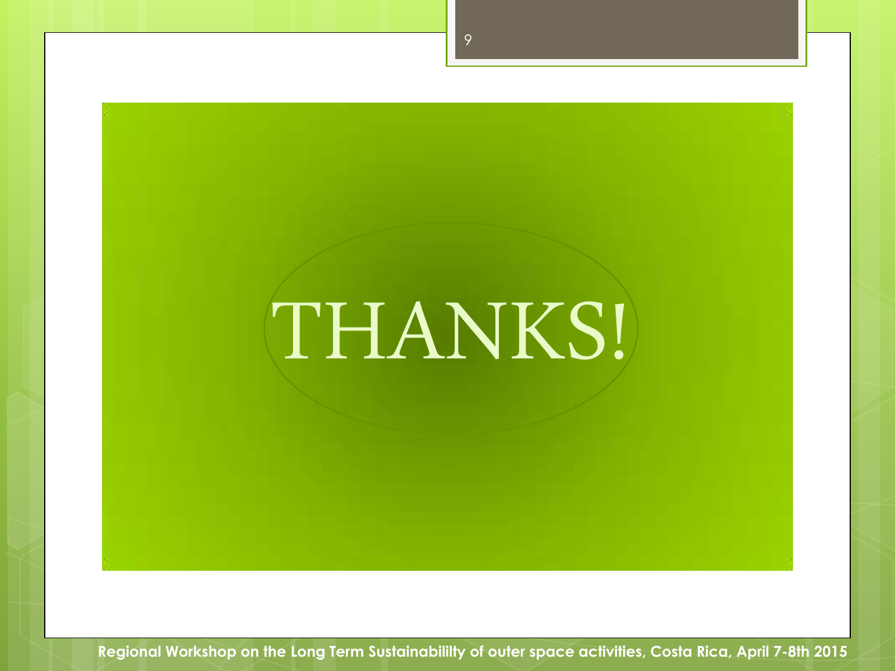# THANKS!